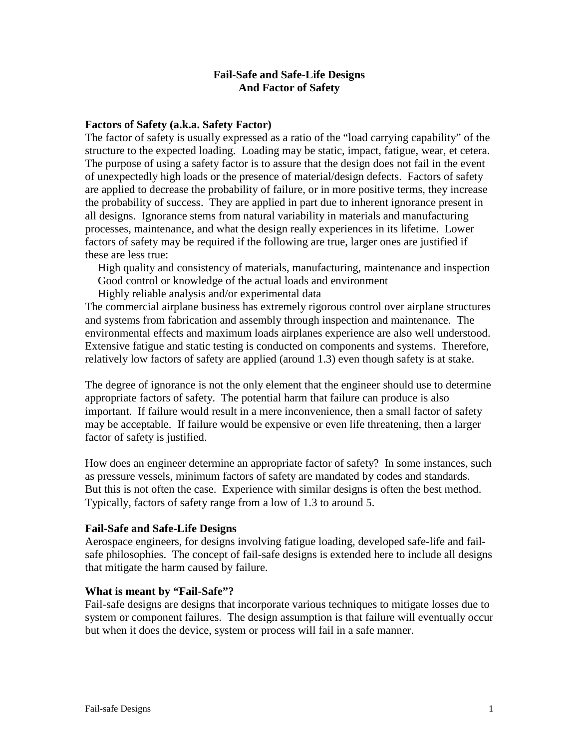# Fail-Safe and Safe-Life Designs
# And Factor of Safety

### Factors of Safety (a.k.a. Safety Factor)

The factor of safety is usually expressed as a ratio of the "load carrying capability" of the structure to the expected loading. Loading may be static, impact, fatigue, wear, et cetera. The purpose of using a safety factor is to assure that the design does not fail in the event of unexpectedly high loads or the presence of material/design defects. Factors of safety are applied to decrease the probability of failure, or in more positive terms, they increase the probability of success. They are applied in part due to inherent ignorance present in all designs. Ignorance stems from natural variability in materials and manufacturing processes, maintenance, and what the design really experiences in its lifetime. Lower factors of safety may be required if the following are true, larger ones are justified if these are less true:

- High quality and consistency of materials, manufacturing, maintenance and inspection
- Good control or knowledge of the actual loads and environment
- Highly reliable analysis and/or experimental data

The commercial airplane business has extremely rigorous control over airplane structures and systems from fabrication and assembly through inspection and maintenance. The environmental effects and maximum loads airplanes experience are also well understood. Extensive fatigue and static testing is conducted on components and systems. Therefore, relatively low factors of safety are applied (around 1.3) even though safety is at stake.

The degree of ignorance is not the only element that the engineer should use to determine appropriate factors of safety. The potential harm that failure can produce is also important. If failure would result in a mere inconvenience, then a small factor of safety may be acceptable. If failure would be expensive or even life threatening, then a larger factor of safety is justified.

How does an engineer determine an appropriate factor of safety? In some instances, such as pressure vessels, minimum factors of safety are mandated by codes and standards. But this is not often the case. Experience with similar designs is often the best method. Typically, factors of safety range from a low of 1.3 to around 5.

### Fail-Safe and Safe-Life Designs

Aerospace engineers, for designs involving fatigue loading, developed safe-life and fail-safe philosophies. The concept of fail-safe designs is extended here to include all designs that mitigate the harm caused by failure.

### What is meant by "Fail-Safe"?

Fail-safe designs are designs that incorporate various techniques to mitigate losses due to system or component failures. The design assumption is that failure will eventually occur but when it does the device, system or process will fail in a safe manner.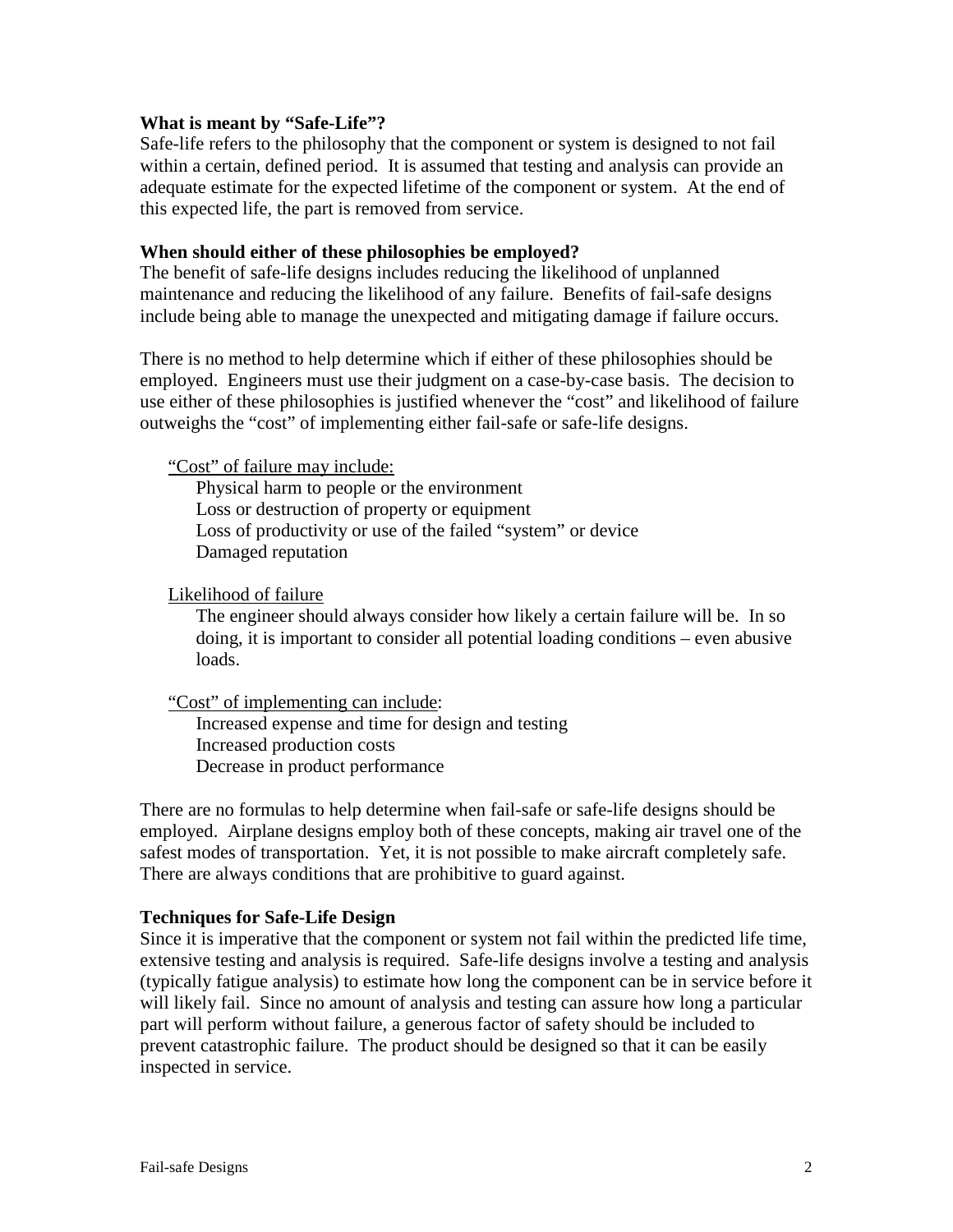**What is meant by "Safe-Life"?**

Safe-life refers to the philosophy that the component or system is designed to not fail within a certain, defined period. It is assumed that testing and analysis can provide an adequate estimate for the expected lifetime of the component or system. At the end of this expected life, the part is removed from service.

**When should either of these philosophies be employed?**

The benefit of safe-life designs includes reducing the likelihood of unplanned maintenance and reducing the likelihood of any failure. Benefits of fail-safe designs include being able to manage the unexpected and mitigating damage if failure occurs.

There is no method to help determine which if either of these philosophies should be employed. Engineers must use their judgment on a case-by-case basis. The decision to use either of these philosophies is justified whenever the "cost" and likelihood of failure outweighs the "cost" of implementing either fail-safe or safe-life designs.

<u>"Cost" of failure may include:</u>

Physical harm to people or the environment
Loss or destruction of property or equipment
Loss of productivity or use of the failed "system" or device
Damaged reputation

<u>Likelihood of failure</u>

The engineer should always consider how likely a certain failure will be. In so doing, it is important to consider all potential loading conditions – even abusive loads.

<u>"Cost" of implementing can include</u>:

Increased expense and time for design and testing
Increased production costs
Decrease in product performance

There are no formulas to help determine when fail-safe or safe-life designs should be employed. Airplane designs employ both of these concepts, making air travel one of the safest modes of transportation. Yet, it is not possible to make aircraft completely safe. There are always conditions that are prohibitive to guard against.

**Techniques for Safe-Life Design**

Since it is imperative that the component or system not fail within the predicted life time, extensive testing and analysis is required. Safe-life designs involve a testing and analysis (typically fatigue analysis) to estimate how long the component can be in service before it will likely fail. Since no amount of analysis and testing can assure how long a particular part will perform without failure, a generous factor of safety should be included to prevent catastrophic failure. The product should be designed so that it can be easily inspected in service.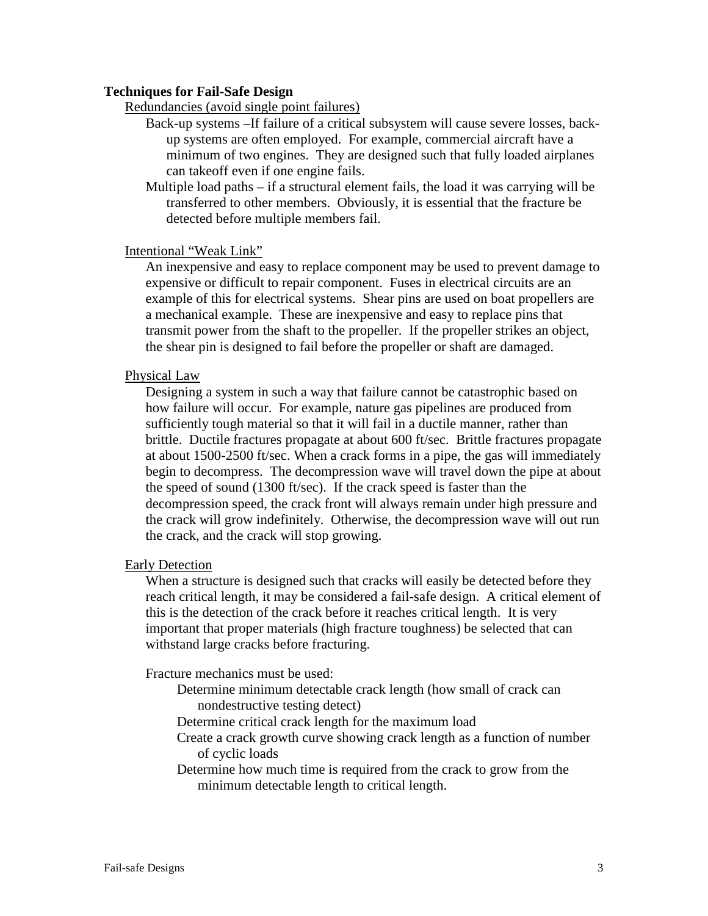**Techniques for Fail-Safe Design**

Redundancies (avoid single point failures)

Back-up systems –If failure of a critical subsystem will cause severe losses, back-up systems are often employed. For example, commercial aircraft have a minimum of two engines. They are designed such that fully loaded airplanes can takeoff even if one engine fails.

Multiple load paths – if a structural element fails, the load it was carrying will be transferred to other members. Obviously, it is essential that the fracture be detected before multiple members fail.

Intentional "Weak Link"

An inexpensive and easy to replace component may be used to prevent damage to expensive or difficult to repair component. Fuses in electrical circuits are an example of this for electrical systems. Shear pins are used on boat propellers are a mechanical example. These are inexpensive and easy to replace pins that transmit power from the shaft to the propeller. If the propeller strikes an object, the shear pin is designed to fail before the propeller or shaft are damaged.

Physical Law

Designing a system in such a way that failure cannot be catastrophic based on how failure will occur. For example, nature gas pipelines are produced from sufficiently tough material so that it will fail in a ductile manner, rather than brittle. Ductile fractures propagate at about 600 ft/sec. Brittle fractures propagate at about 1500-2500 ft/sec. When a crack forms in a pipe, the gas will immediately begin to decompress. The decompression wave will travel down the pipe at about the speed of sound (1300 ft/sec). If the crack speed is faster than the decompression speed, the crack front will always remain under high pressure and the crack will grow indefinitely. Otherwise, the decompression wave will out run the crack, and the crack will stop growing.

Early Detection

When a structure is designed such that cracks will easily be detected before they reach critical length, it may be considered a fail-safe design. A critical element of this is the detection of the crack before it reaches critical length. It is very important that proper materials (high fracture toughness) be selected that can withstand large cracks before fracturing.

Fracture mechanics must be used:

- Determine minimum detectable crack length (how small of crack can nondestructive testing detect)
- Determine critical crack length for the maximum load
- Create a crack growth curve showing crack length as a function of number of cyclic loads
- Determine how much time is required from the crack to grow from the minimum detectable length to critical length.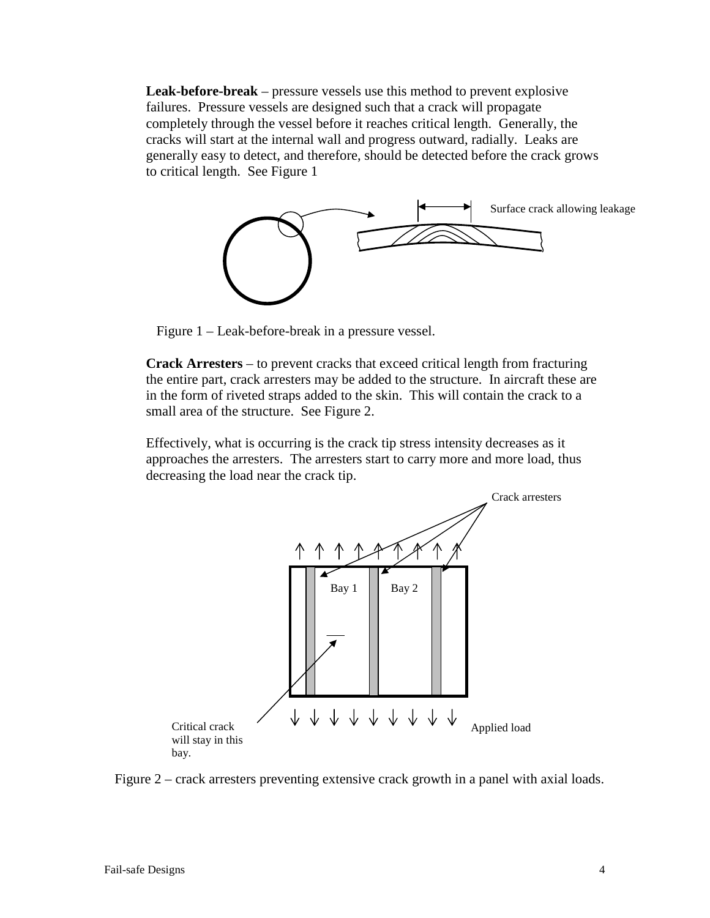**Leak-before-break** – pressure vessels use this method to prevent explosive failures. Pressure vessels are designed such that a crack will propagate completely through the vessel before it reaches critical length. Generally, the cracks will start at the internal wall and progress outward, radially. Leaks are generally easy to detect, and therefore, should be detected before the crack grows to critical length. See Figure 1

Surface crack allowing leakage

Figure 1 – Leak-before-break in a pressure vessel.

**Crack Arresters** – to prevent cracks that exceed critical length from fracturing the entire part, crack arresters may be added to the structure. In aircraft these are in the form of riveted straps added to the skin. This will contain the crack to a small area of the structure. See Figure 2.

Effectively, what is occurring is the crack tip stress intensity decreases as it approaches the arresters. The arresters start to carry more and more load, thus decreasing the load near the crack tip.

Crack arresters

Bay 1

Bay 2

Critical crack will stay in this bay.

Applied load

Figure 2 – crack arresters preventing extensive crack growth in a panel with axial loads.